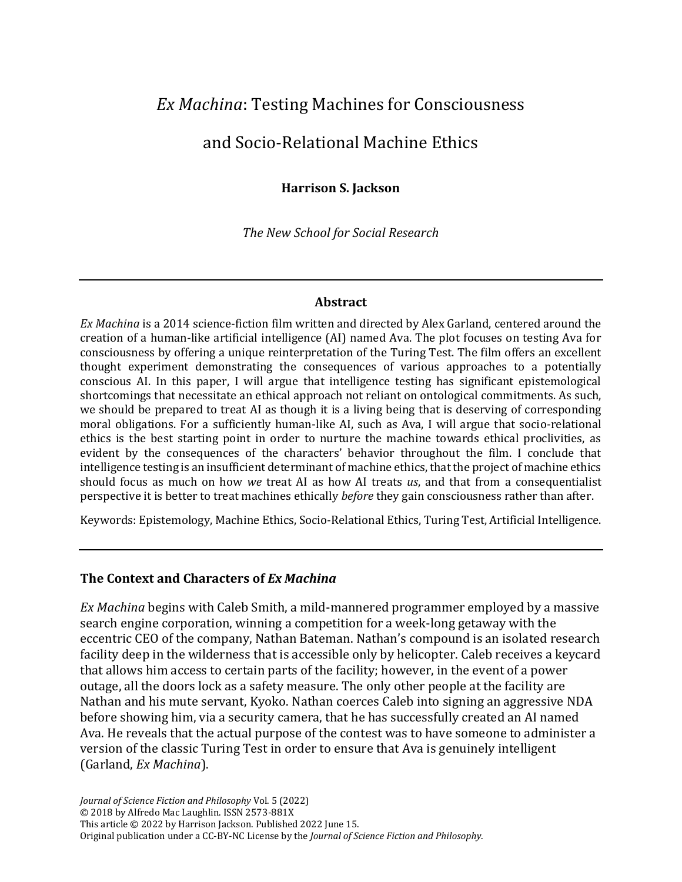# *Ex Machina*: Testing Machines for Consciousness and Socio-Relational Machine Ethics

**Harrison S. Jackson**

*The New School for Social Research*

---

**Abstract**

*Ex Machina* is a 2014 science-fiction film written and directed by Alex Garland, centered around the creation of a human-like artificial intelligence (AI) named Ava. The plot focuses on testing Ava for consciousness by offering a unique reinterpretation of the Turing Test. The film offers an excellent thought experiment demonstrating the consequences of various approaches to a potentially conscious AI. In this paper, I will argue that intelligence testing has significant epistemological shortcomings that necessitate an ethical approach not reliant on ontological commitments. As such, we should be prepared to treat AI as though it is a living being that is deserving of corresponding moral obligations. For a sufficiently human-like AI, such as Ava, I will argue that socio-relational ethics is the best starting point in order to nurture the machine towards ethical proclivities, as evident by the consequences of the characters' behavior throughout the film. I conclude that intelligence testing is an insufficient determinant of machine ethics, that the project of machine ethics should focus as much on how *we* treat AI as how AI treats *us*, and that from a consequentialist perspective it is better to treat machines ethically *before* they gain consciousness rather than after.

Keywords: Epistemology, Machine Ethics, Socio-Relational Ethics, Turing Test, Artificial Intelligence.

---

## The Context and Characters of *Ex Machina*

*Ex Machina* begins with Caleb Smith, a mild-mannered programmer employed by a massive search engine corporation, winning a competition for a week-long getaway with the eccentric CEO of the company, Nathan Bateman. Nathan's compound is an isolated research facility deep in the wilderness that is accessible only by helicopter. Caleb receives a keycard that allows him access to certain parts of the facility; however, in the event of a power outage, all the doors lock as a safety measure. The only other people at the facility are Nathan and his mute servant, Kyoko. Nathan coerces Caleb into signing an aggressive NDA before showing him, via a security camera, that he has successfully created an AI named Ava. He reveals that the actual purpose of the contest was to have someone to administer a version of the classic Turing Test in order to ensure that Ava is genuinely intelligent (Garland, *Ex Machina*).

*Journal of Science Fiction and Philosophy* Vol. 5 (2022)
© 2018 by Alfredo Mac Laughlin. ISSN 2573-881X
This article © 2022 by Harrison Jackson. Published 2022 June 15.
Original publication under a CC-BY-NC License by the *Journal of Science Fiction and Philosophy*.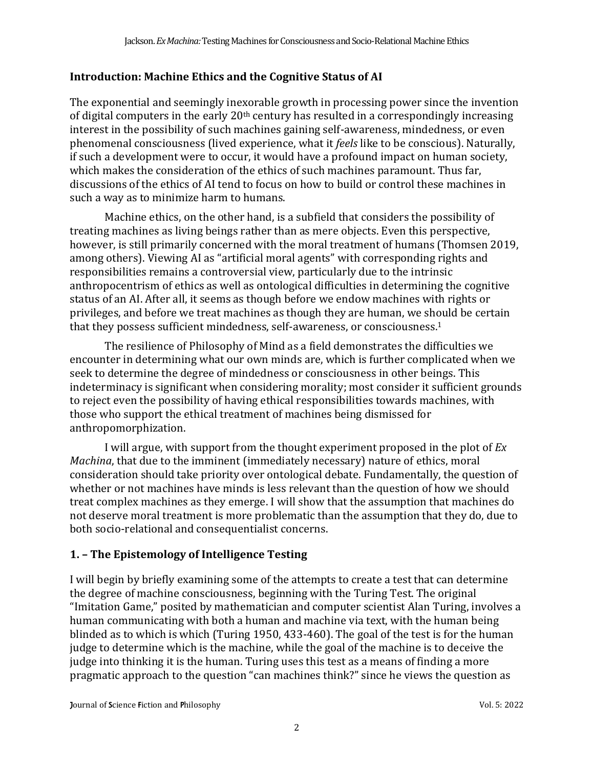## Introduction: Machine Ethics and the Cognitive Status of AI

The exponential and seemingly inexorable growth in processing power since the invention of digital computers in the early 20th century has resulted in a correspondingly increasing interest in the possibility of such machines gaining self-awareness, mindedness, or even phenomenal consciousness (lived experience, what it *feels* like to be conscious). Naturally, if such a development were to occur, it would have a profound impact on human society, which makes the consideration of the ethics of such machines paramount. Thus far, discussions of the ethics of AI tend to focus on how to build or control these machines in such a way as to minimize harm to humans.

Machine ethics, on the other hand, is a subfield that considers the possibility of treating machines as living beings rather than as mere objects. Even this perspective, however, is still primarily concerned with the moral treatment of humans (Thomsen 2019, among others). Viewing AI as "artificial moral agents" with corresponding rights and responsibilities remains a controversial view, particularly due to the intrinsic anthropocentrism of ethics as well as ontological difficulties in determining the cognitive status of an AI. After all, it seems as though before we endow machines with rights or privileges, and before we treat machines as though they are human, we should be certain that they possess sufficient mindedness, self-awareness, or consciousness.[1]

The resilience of Philosophy of Mind as a field demonstrates the difficulties we encounter in determining what our own minds are, which is further complicated when we seek to determine the degree of mindedness or consciousness in other beings. This indeterminacy is significant when considering morality; most consider it sufficient grounds to reject even the possibility of having ethical responsibilities towards machines, with those who support the ethical treatment of machines being dismissed for anthropomorphization.

I will argue, with support from the thought experiment proposed in the plot of *Ex Machina*, that due to the imminent (immediately necessary) nature of ethics, moral consideration should take priority over ontological debate. Fundamentally, the question of whether or not machines have minds is less relevant than the question of how we should treat complex machines as they emerge. I will show that the assumption that machines do not deserve moral treatment is more problematic than the assumption that they do, due to both socio-relational and consequentialist concerns.

## 1. – The Epistemology of Intelligence Testing

I will begin by briefly examining some of the attempts to create a test that can determine the degree of machine consciousness, beginning with the Turing Test. The original "Imitation Game," posited by mathematician and computer scientist Alan Turing, involves a human communicating with both a human and machine via text, with the human being blinded as to which is which (Turing 1950, 433-460). The goal of the test is for the human judge to determine which is the machine, while the goal of the machine is to deceive the judge into thinking it is the human. Turing uses this test as a means of finding a more pragmatic approach to the question "can machines think?" since he views the question as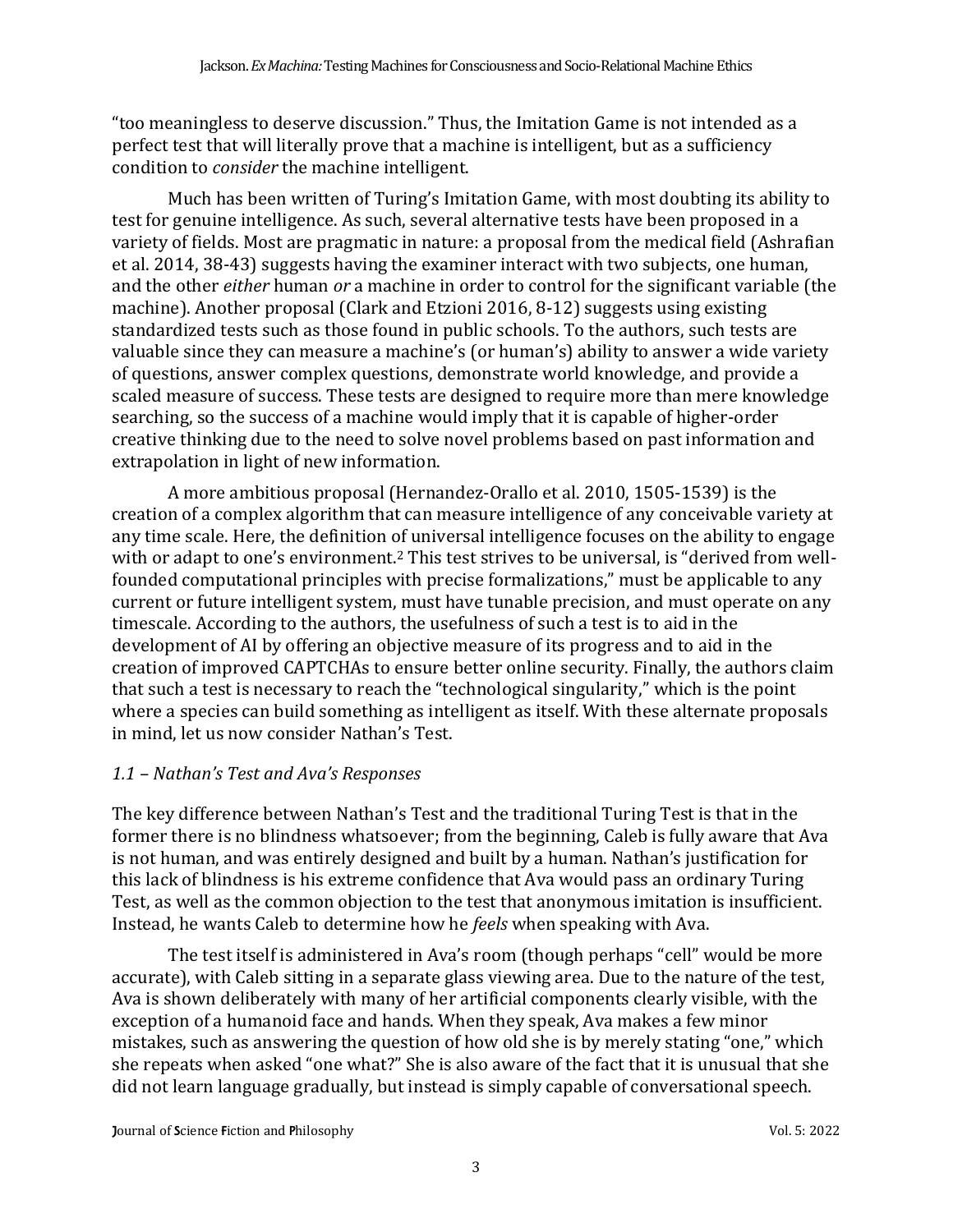"too meaningless to deserve discussion." Thus, the Imitation Game is not intended as a perfect test that will literally prove that a machine is intelligent, but as a sufficiency condition to *consider* the machine intelligent.

Much has been written of Turing's Imitation Game, with most doubting its ability to test for genuine intelligence. As such, several alternative tests have been proposed in a variety of fields. Most are pragmatic in nature: a proposal from the medical field (Ashrafian et al. 2014, 38-43) suggests having the examiner interact with two subjects, one human, and the other *either* human *or* a machine in order to control for the significant variable (the machine). Another proposal (Clark and Etzioni 2016, 8-12) suggests using existing standardized tests such as those found in public schools. To the authors, such tests are valuable since they can measure a machine's (or human's) ability to answer a wide variety of questions, answer complex questions, demonstrate world knowledge, and provide a scaled measure of success. These tests are designed to require more than mere knowledge searching, so the success of a machine would imply that it is capable of higher-order creative thinking due to the need to solve novel problems based on past information and extrapolation in light of new information.

A more ambitious proposal (Hernandez-Orallo et al. 2010, 1505-1539) is the creation of a complex algorithm that can measure intelligence of any conceivable variety at any time scale. Here, the definition of universal intelligence focuses on the ability to engage with or adapt to one's environment.[2] This test strives to be universal, is "derived from well-founded computational principles with precise formalizations," must be applicable to any current or future intelligent system, must have tunable precision, and must operate on any timescale. According to the authors, the usefulness of such a test is to aid in the development of AI by offering an objective measure of its progress and to aid in the creation of improved CAPTCHAs to ensure better online security. Finally, the authors claim that such a test is necessary to reach the "technological singularity," which is the point where a species can build something as intelligent as itself. With these alternate proposals in mind, let us now consider Nathan's Test.

### *1.1 – Nathan's Test and Ava's Responses*

The key difference between Nathan's Test and the traditional Turing Test is that in the former there is no blindness whatsoever; from the beginning, Caleb is fully aware that Ava is not human, and was entirely designed and built by a human. Nathan's justification for this lack of blindness is his extreme confidence that Ava would pass an ordinary Turing Test, as well as the common objection to the test that anonymous imitation is insufficient. Instead, he wants Caleb to determine how he *feels* when speaking with Ava.

The test itself is administered in Ava's room (though perhaps "cell" would be more accurate), with Caleb sitting in a separate glass viewing area. Due to the nature of the test, Ava is shown deliberately with many of her artificial components clearly visible, with the exception of a humanoid face and hands. When they speak, Ava makes a few minor mistakes, such as answering the question of how old she is by merely stating "one," which she repeats when asked "one what?" She is also aware of the fact that it is unusual that she did not learn language gradually, but instead is simply capable of conversational speech.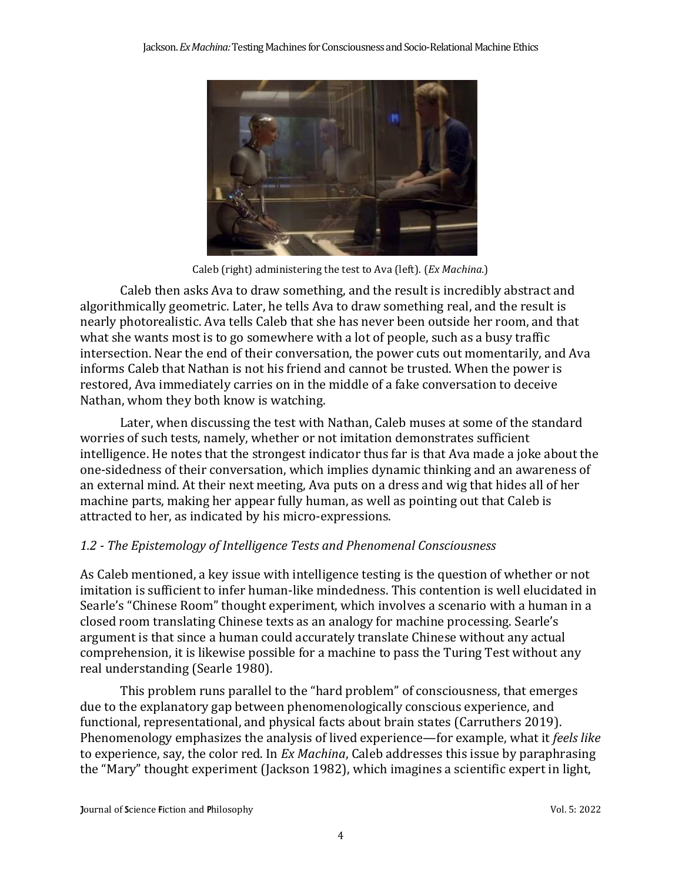Caleb (right) administering the test to Ava (left). (*Ex Machina.*)

Caleb then asks Ava to draw something, and the result is incredibly abstract and algorithmically geometric. Later, he tells Ava to draw something real, and the result is nearly photorealistic. Ava tells Caleb that she has never been outside her room, and that what she wants most is to go somewhere with a lot of people, such as a busy traffic intersection. Near the end of their conversation, the power cuts out momentarily, and Ava informs Caleb that Nathan is not his friend and cannot be trusted. When the power is restored, Ava immediately carries on in the middle of a fake conversation to deceive Nathan, whom they both know is watching.

Later, when discussing the test with Nathan, Caleb muses at some of the standard worries of such tests, namely, whether or not imitation demonstrates sufficient intelligence. He notes that the strongest indicator thus far is that Ava made a joke about the one-sidedness of their conversation, which implies dynamic thinking and an awareness of an external mind. At their next meeting, Ava puts on a dress and wig that hides all of her machine parts, making her appear fully human, as well as pointing out that Caleb is attracted to her, as indicated by his micro-expressions.

### *1.2 - The Epistemology of Intelligence Tests and Phenomenal Consciousness*

As Caleb mentioned, a key issue with intelligence testing is the question of whether or not imitation is sufficient to infer human-like mindedness. This contention is well elucidated in Searle's "Chinese Room" thought experiment, which involves a scenario with a human in a closed room translating Chinese texts as an analogy for machine processing. Searle's argument is that since a human could accurately translate Chinese without any actual comprehension, it is likewise possible for a machine to pass the Turing Test without any real understanding (Searle 1980).

This problem runs parallel to the "hard problem" of consciousness, that emerges due to the explanatory gap between phenomenologically conscious experience, and functional, representational, and physical facts about brain states (Carruthers 2019). Phenomenology emphasizes the analysis of lived experience—for example, what it *feels like* to experience, say, the color red. In *Ex Machina*, Caleb addresses this issue by paraphrasing the "Mary" thought experiment (Jackson 1982), which imagines a scientific expert in light,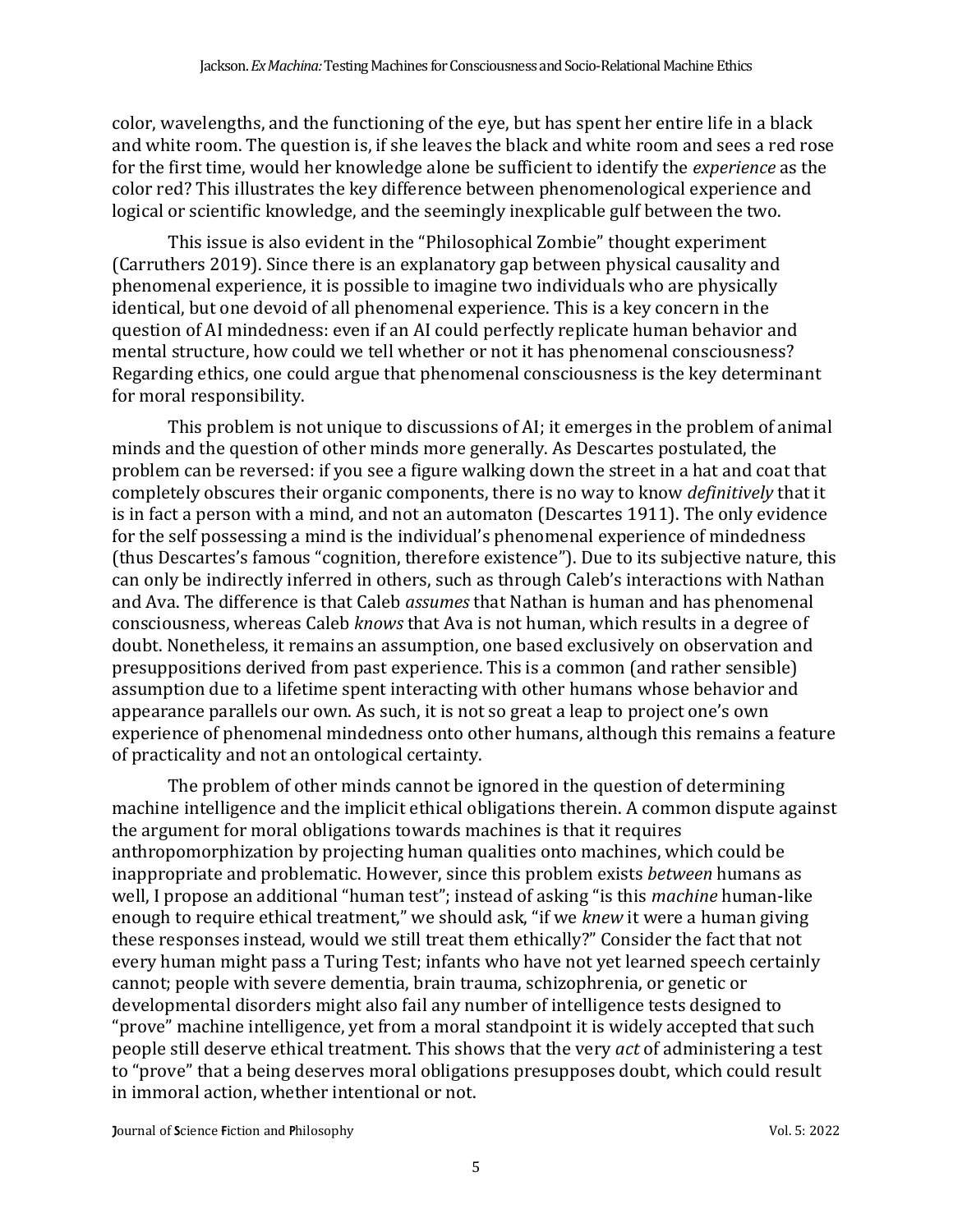color, wavelengths, and the functioning of the eye, but has spent her entire life in a black and white room. The question is, if she leaves the black and white room and sees a red rose for the first time, would her knowledge alone be sufficient to identify the *experience* as the color red? This illustrates the key difference between phenomenological experience and logical or scientific knowledge, and the seemingly inexplicable gulf between the two.

This issue is also evident in the "Philosophical Zombie" thought experiment (Carruthers 2019). Since there is an explanatory gap between physical causality and phenomenal experience, it is possible to imagine two individuals who are physically identical, but one devoid of all phenomenal experience. This is a key concern in the question of AI mindedness: even if an AI could perfectly replicate human behavior and mental structure, how could we tell whether or not it has phenomenal consciousness? Regarding ethics, one could argue that phenomenal consciousness is the key determinant for moral responsibility.

This problem is not unique to discussions of AI; it emerges in the problem of animal minds and the question of other minds more generally. As Descartes postulated, the problem can be reversed: if you see a figure walking down the street in a hat and coat that completely obscures their organic components, there is no way to know *definitively* that it is in fact a person with a mind, and not an automaton (Descartes 1911). The only evidence for the self possessing a mind is the individual's phenomenal experience of mindedness (thus Descartes's famous "cognition, therefore existence"). Due to its subjective nature, this can only be indirectly inferred in others, such as through Caleb's interactions with Nathan and Ava. The difference is that Caleb *assumes* that Nathan is human and has phenomenal consciousness, whereas Caleb *knows* that Ava is not human, which results in a degree of doubt. Nonetheless, it remains an assumption, one based exclusively on observation and presuppositions derived from past experience. This is a common (and rather sensible) assumption due to a lifetime spent interacting with other humans whose behavior and appearance parallels our own. As such, it is not so great a leap to project one's own experience of phenomenal mindedness onto other humans, although this remains a feature of practicality and not an ontological certainty.

The problem of other minds cannot be ignored in the question of determining machine intelligence and the implicit ethical obligations therein. A common dispute against the argument for moral obligations towards machines is that it requires anthropomorphization by projecting human qualities onto machines, which could be inappropriate and problematic. However, since this problem exists *between* humans as well, I propose an additional "human test"; instead of asking "is this *machine* human-like enough to require ethical treatment," we should ask, "if we *knew* it were a human giving these responses instead, would we still treat them ethically?" Consider the fact that not every human might pass a Turing Test; infants who have not yet learned speech certainly cannot; people with severe dementia, brain trauma, schizophrenia, or genetic or developmental disorders might also fail any number of intelligence tests designed to "prove" machine intelligence, yet from a moral standpoint it is widely accepted that such people still deserve ethical treatment. This shows that the very *act* of administering a test to "prove" that a being deserves moral obligations presupposes doubt, which could result in immoral action, whether intentional or not.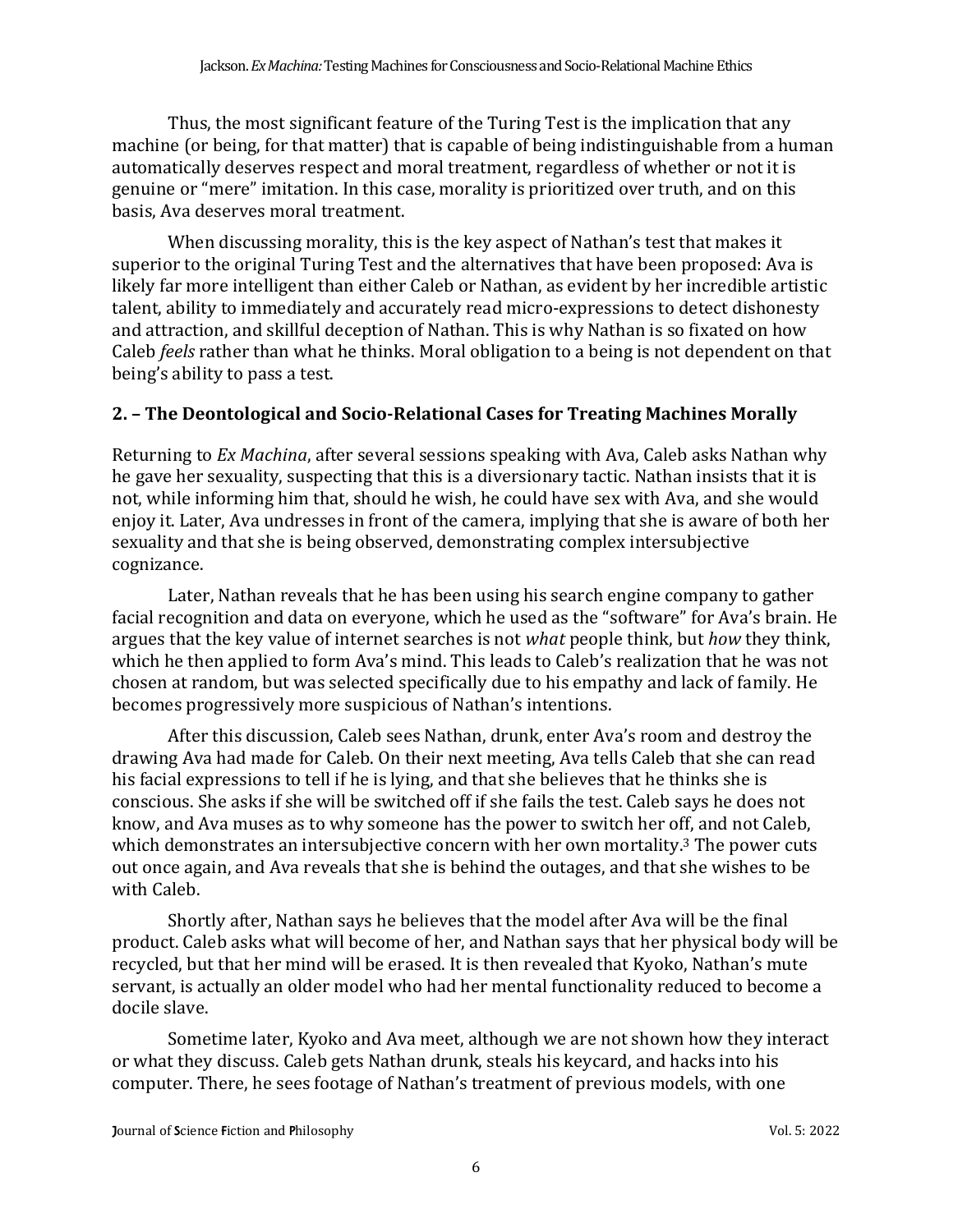Thus, the most significant feature of the Turing Test is the implication that any machine (or being, for that matter) that is capable of being indistinguishable from a human automatically deserves respect and moral treatment, regardless of whether or not it is genuine or "mere" imitation. In this case, morality is prioritized over truth, and on this basis, Ava deserves moral treatment.

When discussing morality, this is the key aspect of Nathan's test that makes it superior to the original Turing Test and the alternatives that have been proposed: Ava is likely far more intelligent than either Caleb or Nathan, as evident by her incredible artistic talent, ability to immediately and accurately read micro-expressions to detect dishonesty and attraction, and skillful deception of Nathan. This is why Nathan is so fixated on how Caleb *feels* rather than what he thinks. Moral obligation to a being is not dependent on that being's ability to pass a test.

## 2. – The Deontological and Socio-Relational Cases for Treating Machines Morally

Returning to *Ex Machina*, after several sessions speaking with Ava, Caleb asks Nathan why he gave her sexuality, suspecting that this is a diversionary tactic. Nathan insists that it is not, while informing him that, should he wish, he could have sex with Ava, and she would enjoy it. Later, Ava undresses in front of the camera, implying that she is aware of both her sexuality and that she is being observed, demonstrating complex intersubjective cognizance.

Later, Nathan reveals that he has been using his search engine company to gather facial recognition and data on everyone, which he used as the "software" for Ava's brain. He argues that the key value of internet searches is not *what* people think, but *how* they think, which he then applied to form Ava's mind. This leads to Caleb's realization that he was not chosen at random, but was selected specifically due to his empathy and lack of family. He becomes progressively more suspicious of Nathan's intentions.

After this discussion, Caleb sees Nathan, drunk, enter Ava's room and destroy the drawing Ava had made for Caleb. On their next meeting, Ava tells Caleb that she can read his facial expressions to tell if he is lying, and that she believes that he thinks she is conscious. She asks if she will be switched off if she fails the test. Caleb says he does not know, and Ava muses as to why someone has the power to switch her off, and not Caleb, which demonstrates an intersubjective concern with her own mortality.[3] The power cuts out once again, and Ava reveals that she is behind the outages, and that she wishes to be with Caleb.

Shortly after, Nathan says he believes that the model after Ava will be the final product. Caleb asks what will become of her, and Nathan says that her physical body will be recycled, but that her mind will be erased. It is then revealed that Kyoko, Nathan's mute servant, is actually an older model who had her mental functionality reduced to become a docile slave.

Sometime later, Kyoko and Ava meet, although we are not shown how they interact or what they discuss. Caleb gets Nathan drunk, steals his keycard, and hacks into his computer. There, he sees footage of Nathan's treatment of previous models, with one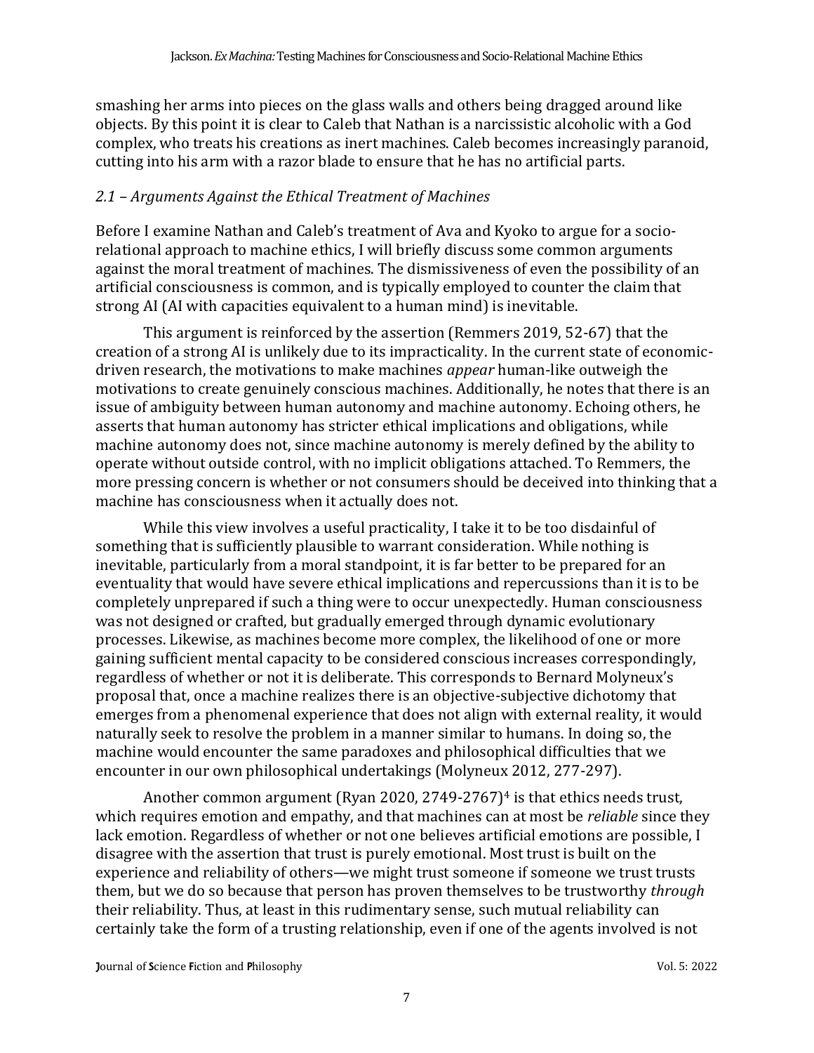smashing her arms into pieces on the glass walls and others being dragged around like objects. By this point it is clear to Caleb that Nathan is a narcissistic alcoholic with a God complex, who treats his creations as inert machines. Caleb becomes increasingly paranoid, cutting into his arm with a razor blade to ensure that he has no artificial parts.

### *2.1 – Arguments Against the Ethical Treatment of Machines*

Before I examine Nathan and Caleb's treatment of Ava and Kyoko to argue for a socio-relational approach to machine ethics, I will briefly discuss some common arguments against the moral treatment of machines. The dismissiveness of even the possibility of an artificial consciousness is common, and is typically employed to counter the claim that strong AI (AI with capacities equivalent to a human mind) is inevitable.

This argument is reinforced by the assertion (Remmers 2019, 52-67) that the creation of a strong AI is unlikely due to its impracticality. In the current state of economic-driven research, the motivations to make machines *appear* human-like outweigh the motivations to create genuinely conscious machines. Additionally, he notes that there is an issue of ambiguity between human autonomy and machine autonomy. Echoing others, he asserts that human autonomy has stricter ethical implications and obligations, while machine autonomy does not, since machine autonomy is merely defined by the ability to operate without outside control, with no implicit obligations attached. To Remmers, the more pressing concern is whether or not consumers should be deceived into thinking that a machine has consciousness when it actually does not.

While this view involves a useful practicality, I take it to be too disdainful of something that is sufficiently plausible to warrant consideration. While nothing is inevitable, particularly from a moral standpoint, it is far better to be prepared for an eventuality that would have severe ethical implications and repercussions than it is to be completely unprepared if such a thing were to occur unexpectedly. Human consciousness was not designed or crafted, but gradually emerged through dynamic evolutionary processes. Likewise, as machines become more complex, the likelihood of one or more gaining sufficient mental capacity to be considered conscious increases correspondingly, regardless of whether or not it is deliberate. This corresponds to Bernard Molyneux's proposal that, once a machine realizes there is an objective-subjective dichotomy that emerges from a phenomenal experience that does not align with external reality, it would naturally seek to resolve the problem in a manner similar to humans. In doing so, the machine would encounter the same paradoxes and philosophical difficulties that we encounter in our own philosophical undertakings (Molyneux 2012, 277-297).

Another common argument (Ryan 2020, 2749-2767)[4] is that ethics needs trust, which requires emotion and empathy, and that machines can at most be *reliable* since they lack emotion. Regardless of whether or not one believes artificial emotions are possible, I disagree with the assertion that trust is purely emotional. Most trust is built on the experience and reliability of others—we might trust someone if someone we trust trusts them, but we do so because that person has proven themselves to be trustworthy *through* their reliability. Thus, at least in this rudimentary sense, such mutual reliability can certainly take the form of a trusting relationship, even if one of the agents involved is not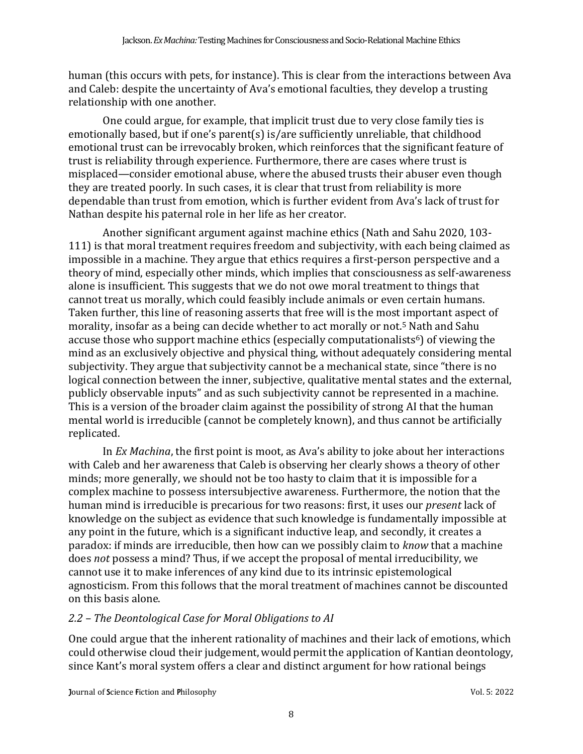human (this occurs with pets, for instance). This is clear from the interactions between Ava and Caleb: despite the uncertainty of Ava's emotional faculties, they develop a trusting relationship with one another.

One could argue, for example, that implicit trust due to very close family ties is emotionally based, but if one's parent(s) is/are sufficiently unreliable, that childhood emotional trust can be irrevocably broken, which reinforces that the significant feature of trust is reliability through experience. Furthermore, there are cases where trust is misplaced—consider emotional abuse, where the abused trusts their abuser even though they are treated poorly. In such cases, it is clear that trust from reliability is more dependable than trust from emotion, which is further evident from Ava's lack of trust for Nathan despite his paternal role in her life as her creator.

Another significant argument against machine ethics (Nath and Sahu 2020, 103-111) is that moral treatment requires freedom and subjectivity, with each being claimed as impossible in a machine. They argue that ethics requires a first-person perspective and a theory of mind, especially other minds, which implies that consciousness as self-awareness alone is insufficient. This suggests that we do not owe moral treatment to things that cannot treat us morally, which could feasibly include animals or even certain humans. Taken further, this line of reasoning asserts that free will is the most important aspect of morality, insofar as a being can decide whether to act morally or not.[5] Nath and Sahu accuse those who support machine ethics (especially computationalists[6]) of viewing the mind as an exclusively objective and physical thing, without adequately considering mental subjectivity. They argue that subjectivity cannot be a mechanical state, since "there is no logical connection between the inner, subjective, qualitative mental states and the external, publicly observable inputs" and as such subjectivity cannot be represented in a machine. This is a version of the broader claim against the possibility of strong AI that the human mental world is irreducible (cannot be completely known), and thus cannot be artificially replicated.

In *Ex Machina*, the first point is moot, as Ava's ability to joke about her interactions with Caleb and her awareness that Caleb is observing her clearly shows a theory of other minds; more generally, we should not be too hasty to claim that it is impossible for a complex machine to possess intersubjective awareness. Furthermore, the notion that the human mind is irreducible is precarious for two reasons: first, it uses our *present* lack of knowledge on the subject as evidence that such knowledge is fundamentally impossible at any point in the future, which is a significant inductive leap, and secondly, it creates a paradox: if minds are irreducible, then how can we possibly claim to *know* that a machine does *not* possess a mind? Thus, if we accept the proposal of mental irreducibility, we cannot use it to make inferences of any kind due to its intrinsic epistemological agnosticism. From this follows that the moral treatment of machines cannot be discounted on this basis alone.

### *2.2 – The Deontological Case for Moral Obligations to AI*

One could argue that the inherent rationality of machines and their lack of emotions, which could otherwise cloud their judgement, would permit the application of Kantian deontology, since Kant's moral system offers a clear and distinct argument for how rational beings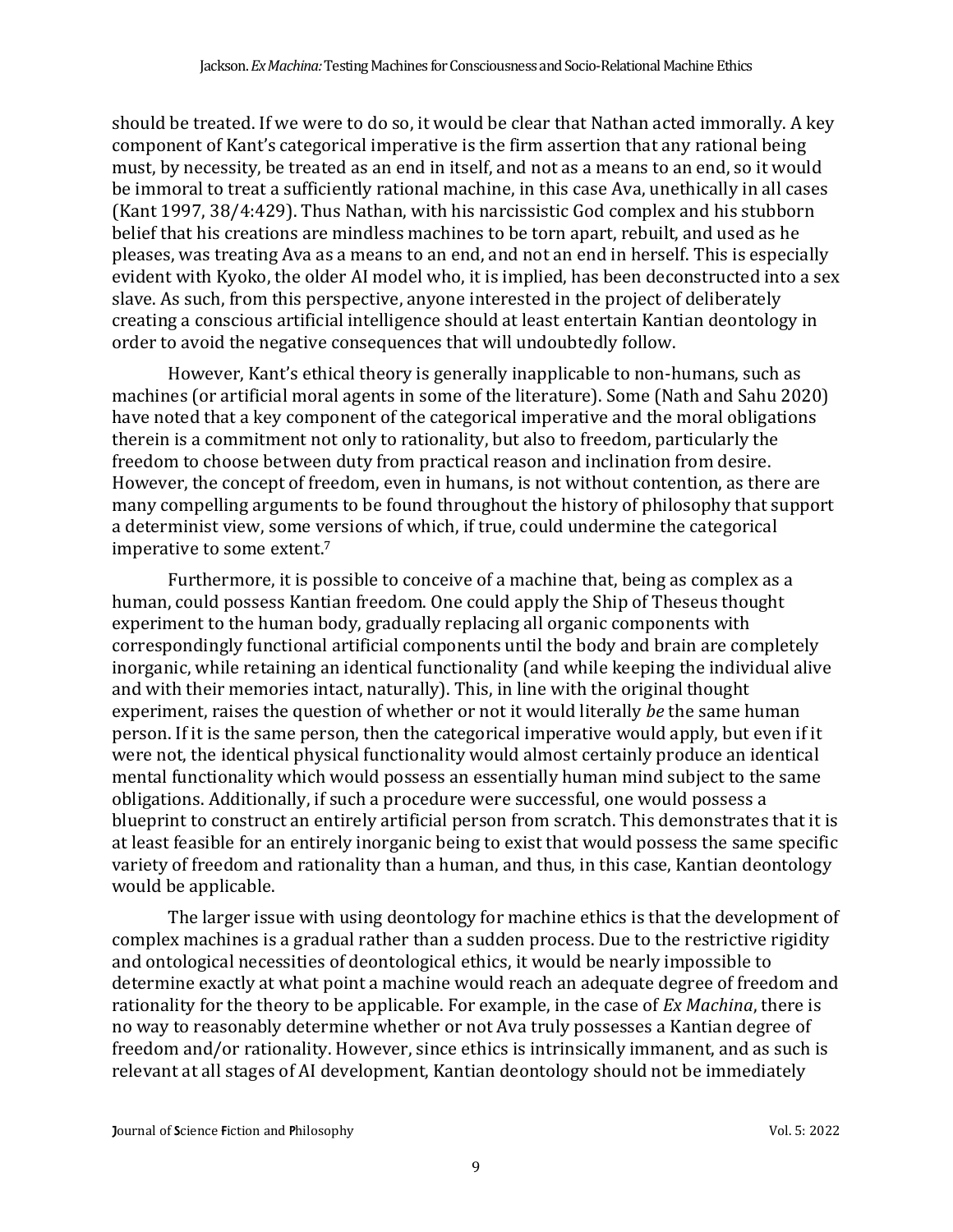should be treated. If we were to do so, it would be clear that Nathan acted immorally. A key component of Kant's categorical imperative is the firm assertion that any rational being must, by necessity, be treated as an end in itself, and not as a means to an end, so it would be immoral to treat a sufficiently rational machine, in this case Ava, unethically in all cases (Kant 1997, 38/4:429). Thus Nathan, with his narcissistic God complex and his stubborn belief that his creations are mindless machines to be torn apart, rebuilt, and used as he pleases, was treating Ava as a means to an end, and not an end in herself. This is especially evident with Kyoko, the older AI model who, it is implied, has been deconstructed into a sex slave. As such, from this perspective, anyone interested in the project of deliberately creating a conscious artificial intelligence should at least entertain Kantian deontology in order to avoid the negative consequences that will undoubtedly follow.

However, Kant's ethical theory is generally inapplicable to non-humans, such as machines (or artificial moral agents in some of the literature). Some (Nath and Sahu 2020) have noted that a key component of the categorical imperative and the moral obligations therein is a commitment not only to rationality, but also to freedom, particularly the freedom to choose between duty from practical reason and inclination from desire. However, the concept of freedom, even in humans, is not without contention, as there are many compelling arguments to be found throughout the history of philosophy that support a determinist view, some versions of which, if true, could undermine the categorical imperative to some extent.[7]

Furthermore, it is possible to conceive of a machine that, being as complex as a human, could possess Kantian freedom. One could apply the Ship of Theseus thought experiment to the human body, gradually replacing all organic components with correspondingly functional artificial components until the body and brain are completely inorganic, while retaining an identical functionality (and while keeping the individual alive and with their memories intact, naturally). This, in line with the original thought experiment, raises the question of whether or not it would literally *be* the same human person. If it is the same person, then the categorical imperative would apply, but even if it were not, the identical physical functionality would almost certainly produce an identical mental functionality which would possess an essentially human mind subject to the same obligations. Additionally, if such a procedure were successful, one would possess a blueprint to construct an entirely artificial person from scratch. This demonstrates that it is at least feasible for an entirely inorganic being to exist that would possess the same specific variety of freedom and rationality than a human, and thus, in this case, Kantian deontology would be applicable.

The larger issue with using deontology for machine ethics is that the development of complex machines is a gradual rather than a sudden process. Due to the restrictive rigidity and ontological necessities of deontological ethics, it would be nearly impossible to determine exactly at what point a machine would reach an adequate degree of freedom and rationality for the theory to be applicable. For example, in the case of *Ex Machina*, there is no way to reasonably determine whether or not Ava truly possesses a Kantian degree of freedom and/or rationality. However, since ethics is intrinsically immanent, and as such is relevant at all stages of AI development, Kantian deontology should not be immediately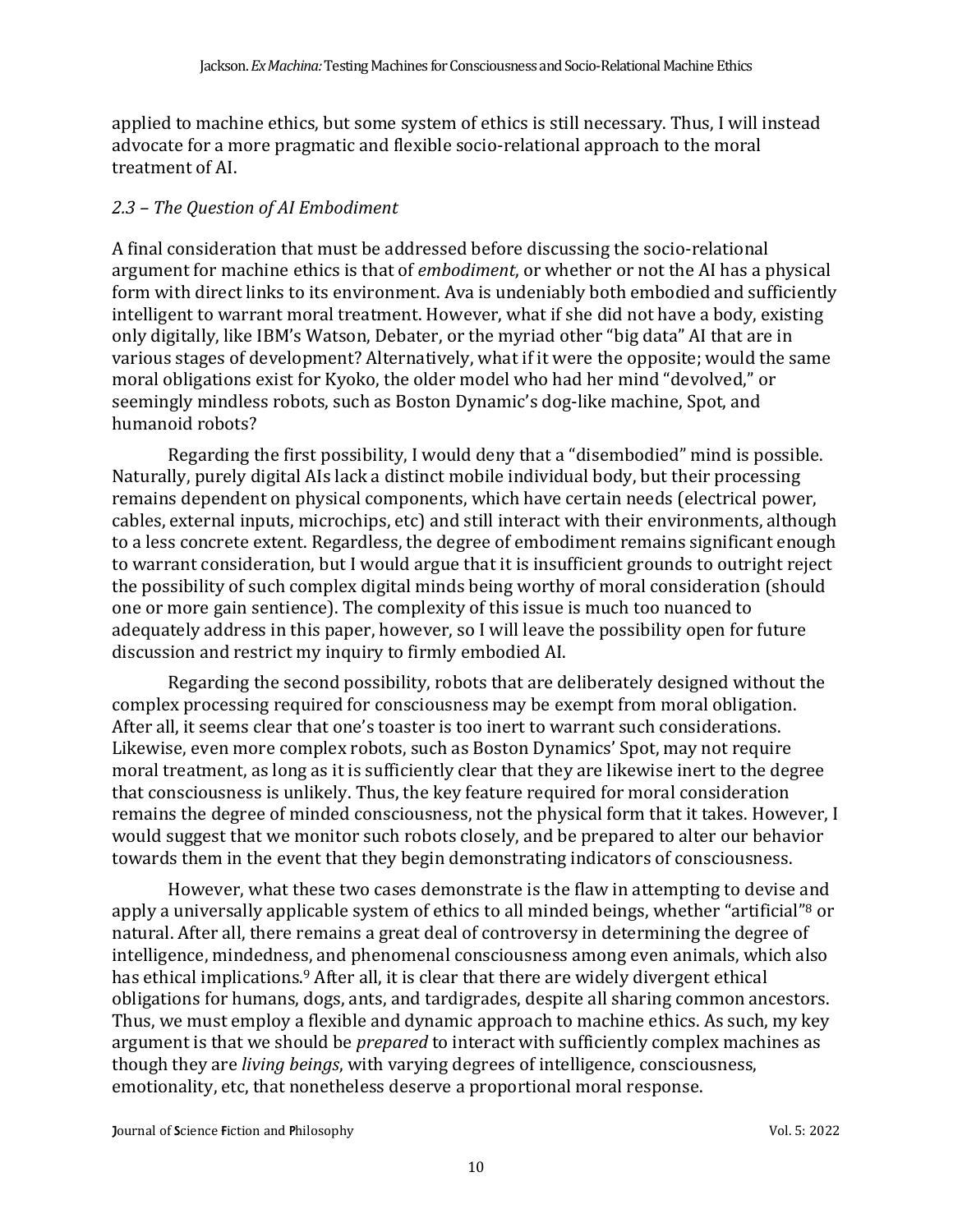applied to machine ethics, but some system of ethics is still necessary. Thus, I will instead advocate for a more pragmatic and flexible socio-relational approach to the moral treatment of AI.

### *2.3 – The Question of AI Embodiment*

A final consideration that must be addressed before discussing the socio-relational argument for machine ethics is that of *embodiment*, or whether or not the AI has a physical form with direct links to its environment. Ava is undeniably both embodied and sufficiently intelligent to warrant moral treatment. However, what if she did not have a body, existing only digitally, like IBM's Watson, Debater, or the myriad other "big data" AI that are in various stages of development? Alternatively, what if it were the opposite; would the same moral obligations exist for Kyoko, the older model who had her mind "devolved," or seemingly mindless robots, such as Boston Dynamic's dog-like machine, Spot, and humanoid robots?

Regarding the first possibility, I would deny that a "disembodied" mind is possible. Naturally, purely digital AIs lack a distinct mobile individual body, but their processing remains dependent on physical components, which have certain needs (electrical power, cables, external inputs, microchips, etc) and still interact with their environments, although to a less concrete extent. Regardless, the degree of embodiment remains significant enough to warrant consideration, but I would argue that it is insufficient grounds to outright reject the possibility of such complex digital minds being worthy of moral consideration (should one or more gain sentience). The complexity of this issue is much too nuanced to adequately address in this paper, however, so I will leave the possibility open for future discussion and restrict my inquiry to firmly embodied AI.

Regarding the second possibility, robots that are deliberately designed without the complex processing required for consciousness may be exempt from moral obligation. After all, it seems clear that one's toaster is too inert to warrant such considerations. Likewise, even more complex robots, such as Boston Dynamics' Spot, may not require moral treatment, as long as it is sufficiently clear that they are likewise inert to the degree that consciousness is unlikely. Thus, the key feature required for moral consideration remains the degree of minded consciousness, not the physical form that it takes. However, I would suggest that we monitor such robots closely, and be prepared to alter our behavior towards them in the event that they begin demonstrating indicators of consciousness.

However, what these two cases demonstrate is the flaw in attempting to devise and apply a universally applicable system of ethics to all minded beings, whether "artificial"[8] or natural. After all, there remains a great deal of controversy in determining the degree of intelligence, mindedness, and phenomenal consciousness among even animals, which also has ethical implications.[9] After all, it is clear that there are widely divergent ethical obligations for humans, dogs, ants, and tardigrades, despite all sharing common ancestors. Thus, we must employ a flexible and dynamic approach to machine ethics. As such, my key argument is that we should be *prepared* to interact with sufficiently complex machines as though they are *living beings*, with varying degrees of intelligence, consciousness, emotionality, etc, that nonetheless deserve a proportional moral response.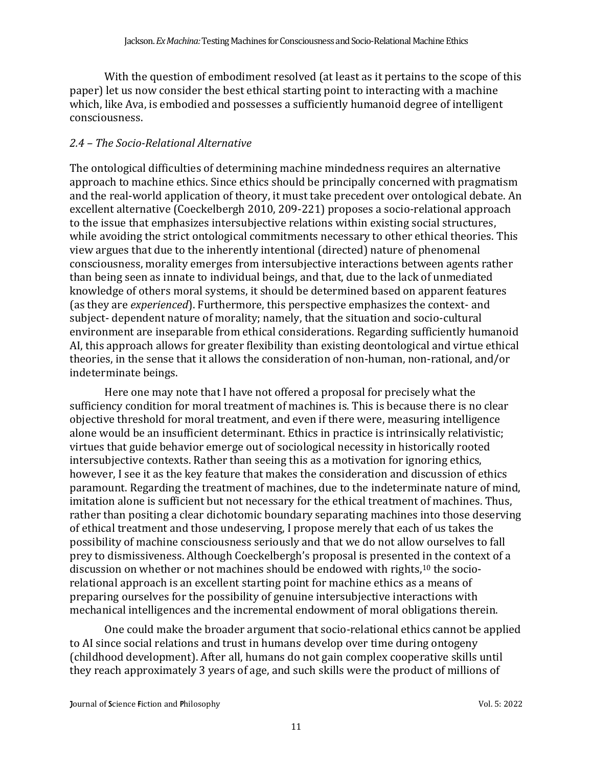With the question of embodiment resolved (at least as it pertains to the scope of this paper) let us now consider the best ethical starting point to interacting with a machine which, like Ava, is embodied and possesses a sufficiently humanoid degree of intelligent consciousness.

### *2.4 – The Socio-Relational Alternative*

The ontological difficulties of determining machine mindedness requires an alternative approach to machine ethics. Since ethics should be principally concerned with pragmatism and the real-world application of theory, it must take precedent over ontological debate. An excellent alternative (Coeckelbergh 2010, 209-221) proposes a socio-relational approach to the issue that emphasizes intersubjective relations within existing social structures, while avoiding the strict ontological commitments necessary to other ethical theories. This view argues that due to the inherently intentional (directed) nature of phenomenal consciousness, morality emerges from intersubjective interactions between agents rather than being seen as innate to individual beings, and that, due to the lack of unmediated knowledge of others moral systems, it should be determined based on apparent features (as they are *experienced*). Furthermore, this perspective emphasizes the context- and subject- dependent nature of morality; namely, that the situation and socio-cultural environment are inseparable from ethical considerations. Regarding sufficiently humanoid AI, this approach allows for greater flexibility than existing deontological and virtue ethical theories, in the sense that it allows the consideration of non-human, non-rational, and/or indeterminate beings.

Here one may note that I have not offered a proposal for precisely what the sufficiency condition for moral treatment of machines is. This is because there is no clear objective threshold for moral treatment, and even if there were, measuring intelligence alone would be an insufficient determinant. Ethics in practice is intrinsically relativistic; virtues that guide behavior emerge out of sociological necessity in historically rooted intersubjective contexts. Rather than seeing this as a motivation for ignoring ethics, however, I see it as the key feature that makes the consideration and discussion of ethics paramount. Regarding the treatment of machines, due to the indeterminate nature of mind, imitation alone is sufficient but not necessary for the ethical treatment of machines. Thus, rather than positing a clear dichotomic boundary separating machines into those deserving of ethical treatment and those undeserving, I propose merely that each of us takes the possibility of machine consciousness seriously and that we do not allow ourselves to fall prey to dismissiveness. Although Coeckelbergh's proposal is presented in the context of a discussion on whether or not machines should be endowed with rights,[10] the socio-relational approach is an excellent starting point for machine ethics as a means of preparing ourselves for the possibility of genuine intersubjective interactions with mechanical intelligences and the incremental endowment of moral obligations therein.

One could make the broader argument that socio-relational ethics cannot be applied to AI since social relations and trust in humans develop over time during ontogeny (childhood development). After all, humans do not gain complex cooperative skills until they reach approximately 3 years of age, and such skills were the product of millions of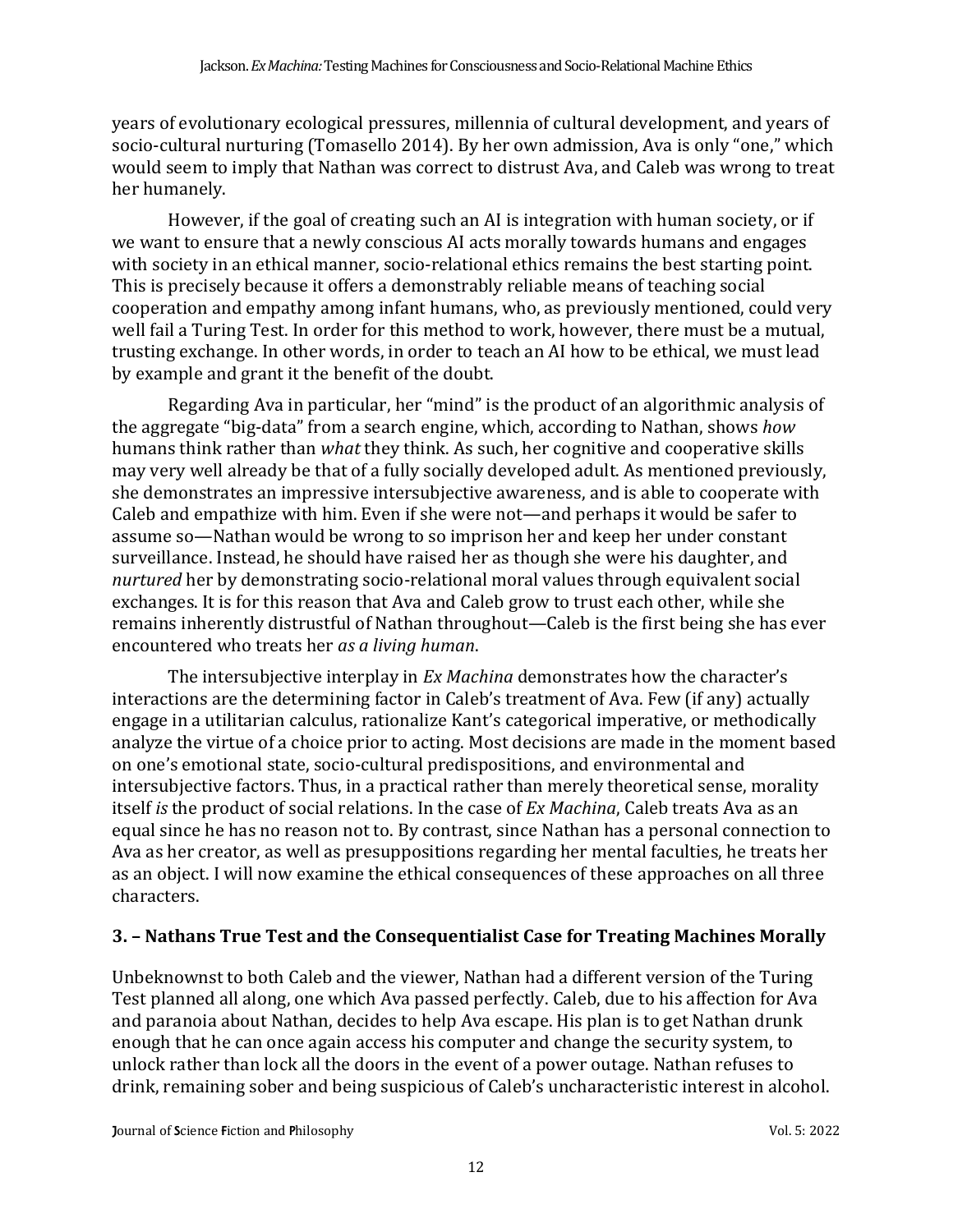years of evolutionary ecological pressures, millennia of cultural development, and years of socio-cultural nurturing (Tomasello 2014). By her own admission, Ava is only "one," which would seem to imply that Nathan was correct to distrust Ava, and Caleb was wrong to treat her humanely.

However, if the goal of creating such an AI is integration with human society, or if we want to ensure that a newly conscious AI acts morally towards humans and engages with society in an ethical manner, socio-relational ethics remains the best starting point. This is precisely because it offers a demonstrably reliable means of teaching social cooperation and empathy among infant humans, who, as previously mentioned, could very well fail a Turing Test. In order for this method to work, however, there must be a mutual, trusting exchange. In other words, in order to teach an AI how to be ethical, we must lead by example and grant it the benefit of the doubt.

Regarding Ava in particular, her "mind" is the product of an algorithmic analysis of the aggregate "big-data" from a search engine, which, according to Nathan, shows *how* humans think rather than *what* they think. As such, her cognitive and cooperative skills may very well already be that of a fully socially developed adult. As mentioned previously, she demonstrates an impressive intersubjective awareness, and is able to cooperate with Caleb and empathize with him. Even if she were not—and perhaps it would be safer to assume so—Nathan would be wrong to so imprison her and keep her under constant surveillance. Instead, he should have raised her as though she were his daughter, and *nurtured* her by demonstrating socio-relational moral values through equivalent social exchanges. It is for this reason that Ava and Caleb grow to trust each other, while she remains inherently distrustful of Nathan throughout—Caleb is the first being she has ever encountered who treats her *as a living human*.

The intersubjective interplay in *Ex Machina* demonstrates how the character's interactions are the determining factor in Caleb's treatment of Ava. Few (if any) actually engage in a utilitarian calculus, rationalize Kant's categorical imperative, or methodically analyze the virtue of a choice prior to acting. Most decisions are made in the moment based on one's emotional state, socio-cultural predispositions, and environmental and intersubjective factors. Thus, in a practical rather than merely theoretical sense, morality itself *is* the product of social relations. In the case of *Ex Machina*, Caleb treats Ava as an equal since he has no reason not to. By contrast, since Nathan has a personal connection to Ava as her creator, as well as presuppositions regarding her mental faculties, he treats her as an object. I will now examine the ethical consequences of these approaches on all three characters.

## 3. – Nathans True Test and the Consequentialist Case for Treating Machines Morally

Unbeknownst to both Caleb and the viewer, Nathan had a different version of the Turing Test planned all along, one which Ava passed perfectly. Caleb, due to his affection for Ava and paranoia about Nathan, decides to help Ava escape. His plan is to get Nathan drunk enough that he can once again access his computer and change the security system, to unlock rather than lock all the doors in the event of a power outage. Nathan refuses to drink, remaining sober and being suspicious of Caleb's uncharacteristic interest in alcohol.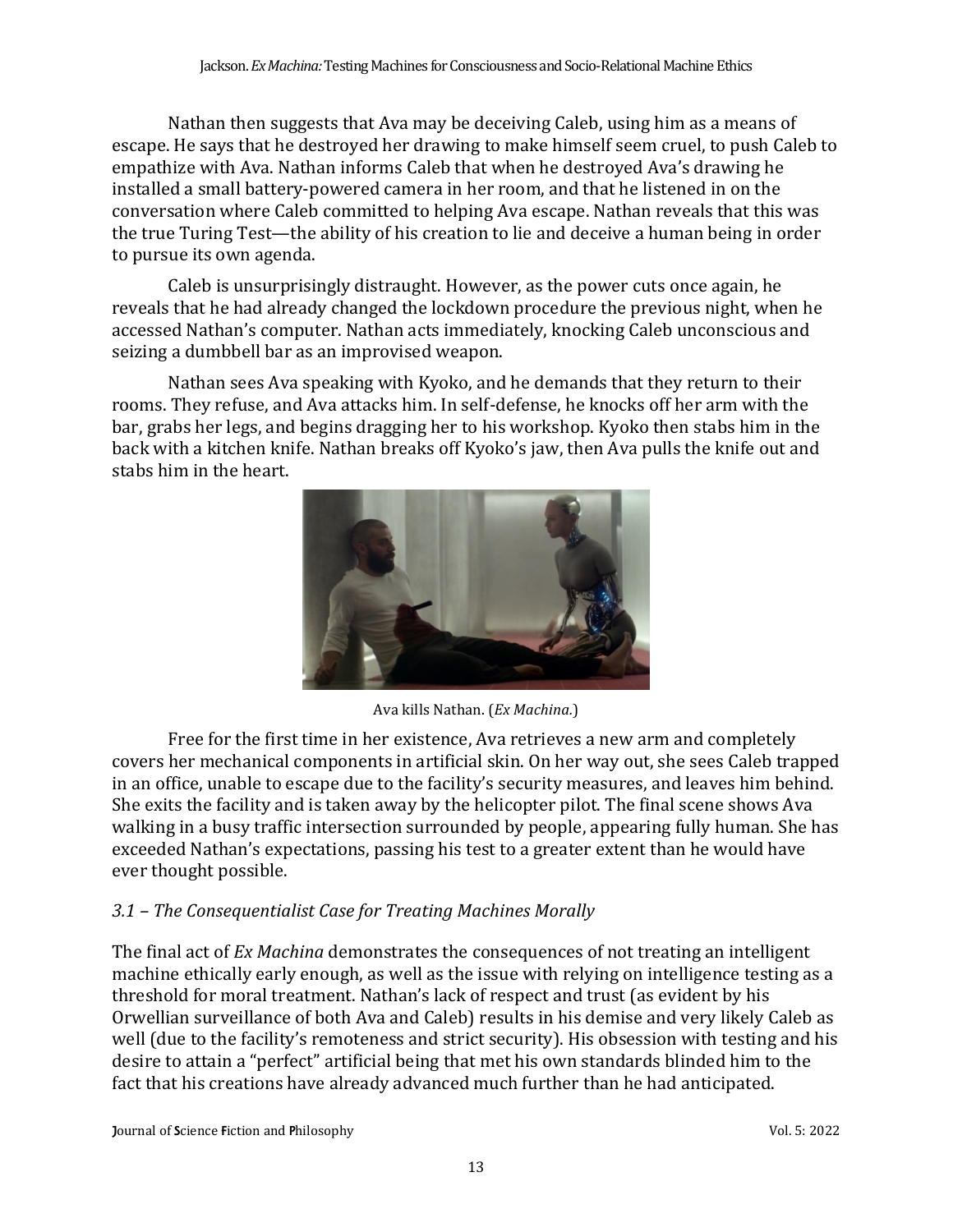Nathan then suggests that Ava may be deceiving Caleb, using him as a means of escape. He says that he destroyed her drawing to make himself seem cruel, to push Caleb to empathize with Ava. Nathan informs Caleb that when he destroyed Ava's drawing he installed a small battery-powered camera in her room, and that he listened in on the conversation where Caleb committed to helping Ava escape. Nathan reveals that this was the true Turing Test—the ability of his creation to lie and deceive a human being in order to pursue its own agenda.

Caleb is unsurprisingly distraught. However, as the power cuts once again, he reveals that he had already changed the lockdown procedure the previous night, when he accessed Nathan's computer. Nathan acts immediately, knocking Caleb unconscious and seizing a dumbbell bar as an improvised weapon.

Nathan sees Ava speaking with Kyoko, and he demands that they return to their rooms. They refuse, and Ava attacks him. In self-defense, he knocks off her arm with the bar, grabs her legs, and begins dragging her to his workshop. Kyoko then stabs him in the back with a kitchen knife. Nathan breaks off Kyoko's jaw, then Ava pulls the knife out and stabs him in the heart.

Ava kills Nathan. (*Ex Machina.*)

Free for the first time in her existence, Ava retrieves a new arm and completely covers her mechanical components in artificial skin. On her way out, she sees Caleb trapped in an office, unable to escape due to the facility's security measures, and leaves him behind. She exits the facility and is taken away by the helicopter pilot. The final scene shows Ava walking in a busy traffic intersection surrounded by people, appearing fully human. She has exceeded Nathan's expectations, passing his test to a greater extent than he would have ever thought possible.

### *3.1 – The Consequentialist Case for Treating Machines Morally*

The final act of *Ex Machina* demonstrates the consequences of not treating an intelligent machine ethically early enough, as well as the issue with relying on intelligence testing as a threshold for moral treatment. Nathan's lack of respect and trust (as evident by his Orwellian surveillance of both Ava and Caleb) results in his demise and very likely Caleb as well (due to the facility's remoteness and strict security). His obsession with testing and his desire to attain a "perfect" artificial being that met his own standards blinded him to the fact that his creations have already advanced much further than he had anticipated.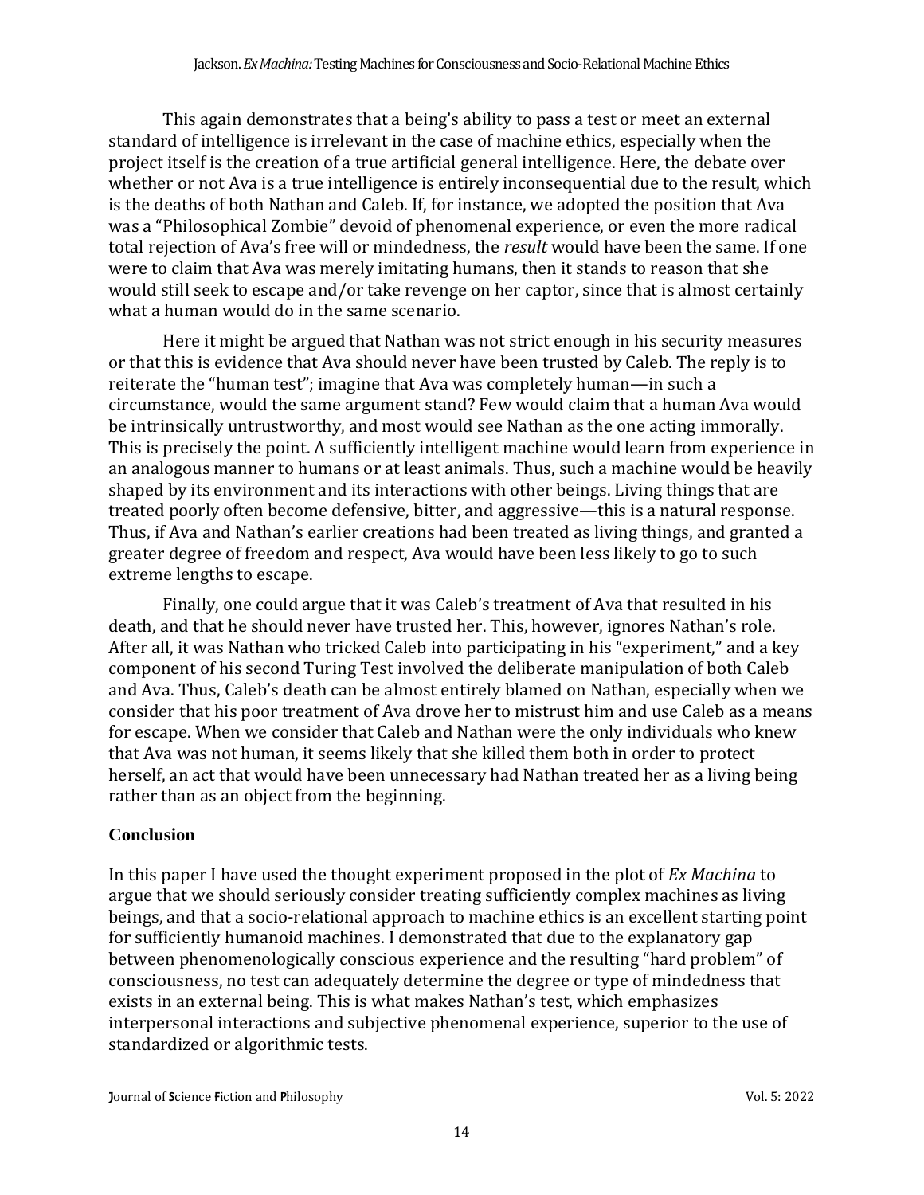This again demonstrates that a being's ability to pass a test or meet an external standard of intelligence is irrelevant in the case of machine ethics, especially when the project itself is the creation of a true artificial general intelligence. Here, the debate over whether or not Ava is a true intelligence is entirely inconsequential due to the result, which is the deaths of both Nathan and Caleb. If, for instance, we adopted the position that Ava was a "Philosophical Zombie" devoid of phenomenal experience, or even the more radical total rejection of Ava's free will or mindedness, the *result* would have been the same. If one were to claim that Ava was merely imitating humans, then it stands to reason that she would still seek to escape and/or take revenge on her captor, since that is almost certainly what a human would do in the same scenario.

Here it might be argued that Nathan was not strict enough in his security measures or that this is evidence that Ava should never have been trusted by Caleb. The reply is to reiterate the "human test"; imagine that Ava was completely human—in such a circumstance, would the same argument stand? Few would claim that a human Ava would be intrinsically untrustworthy, and most would see Nathan as the one acting immorally. This is precisely the point. A sufficiently intelligent machine would learn from experience in an analogous manner to humans or at least animals. Thus, such a machine would be heavily shaped by its environment and its interactions with other beings. Living things that are treated poorly often become defensive, bitter, and aggressive—this is a natural response. Thus, if Ava and Nathan's earlier creations had been treated as living things, and granted a greater degree of freedom and respect, Ava would have been less likely to go to such extreme lengths to escape.

Finally, one could argue that it was Caleb's treatment of Ava that resulted in his death, and that he should never have trusted her. This, however, ignores Nathan's role. After all, it was Nathan who tricked Caleb into participating in his "experiment," and a key component of his second Turing Test involved the deliberate manipulation of both Caleb and Ava. Thus, Caleb's death can be almost entirely blamed on Nathan, especially when we consider that his poor treatment of Ava drove her to mistrust him and use Caleb as a means for escape. When we consider that Caleb and Nathan were the only individuals who knew that Ava was not human, it seems likely that she killed them both in order to protect herself, an act that would have been unnecessary had Nathan treated her as a living being rather than as an object from the beginning.

## Conclusion

In this paper I have used the thought experiment proposed in the plot of *Ex Machina* to argue that we should seriously consider treating sufficiently complex machines as living beings, and that a socio-relational approach to machine ethics is an excellent starting point for sufficiently humanoid machines. I demonstrated that due to the explanatory gap between phenomenologically conscious experience and the resulting "hard problem" of consciousness, no test can adequately determine the degree or type of mindedness that exists in an external being. This is what makes Nathan's test, which emphasizes interpersonal interactions and subjective phenomenal experience, superior to the use of standardized or algorithmic tests.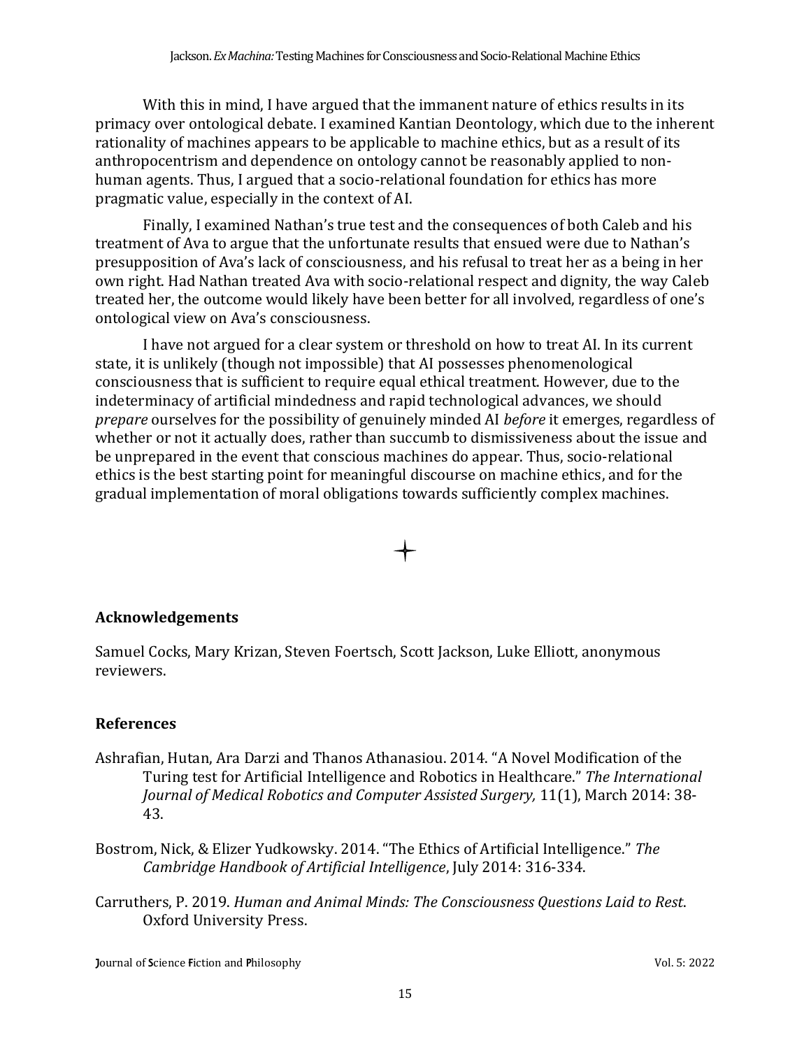With this in mind, I have argued that the immanent nature of ethics results in its primacy over ontological debate. I examined Kantian Deontology, which due to the inherent rationality of machines appears to be applicable to machine ethics, but as a result of its anthropocentrism and dependence on ontology cannot be reasonably applied to non-human agents. Thus, I argued that a socio-relational foundation for ethics has more pragmatic value, especially in the context of AI.

Finally, I examined Nathan's true test and the consequences of both Caleb and his treatment of Ava to argue that the unfortunate results that ensued were due to Nathan's presupposition of Ava's lack of consciousness, and his refusal to treat her as a being in her own right. Had Nathan treated Ava with socio-relational respect and dignity, the way Caleb treated her, the outcome would likely have been better for all involved, regardless of one's ontological view on Ava's consciousness.

I have not argued for a clear system or threshold on how to treat AI. In its current state, it is unlikely (though not impossible) that AI possesses phenomenological consciousness that is sufficient to require equal ethical treatment. However, due to the indeterminacy of artificial mindedness and rapid technological advances, we should *prepare* ourselves for the possibility of genuinely minded AI *before* it emerges, regardless of whether or not it actually does, rather than succumb to dismissiveness about the issue and be unprepared in the event that conscious machines do appear. Thus, socio-relational ethics is the best starting point for meaningful discourse on machine ethics, and for the gradual implementation of moral obligations towards sufficiently complex machines.

## Acknowledgements

Samuel Cocks, Mary Krizan, Steven Foertsch, Scott Jackson, Luke Elliott, anonymous reviewers.

## References

Ashrafian, Hutan, Ara Darzi and Thanos Athanasiou. 2014. "A Novel Modification of the Turing test for Artificial Intelligence and Robotics in Healthcare." *The International Journal of Medical Robotics and Computer Assisted Surgery,* 11(1), March 2014: 38-43.

Bostrom, Nick, & Elizer Yudkowsky. 2014. "The Ethics of Artificial Intelligence." *The Cambridge Handbook of Artificial Intelligence*, July 2014: 316-334.

Carruthers, P. 2019. *Human and Animal Minds: The Consciousness Questions Laid to Rest*. Oxford University Press.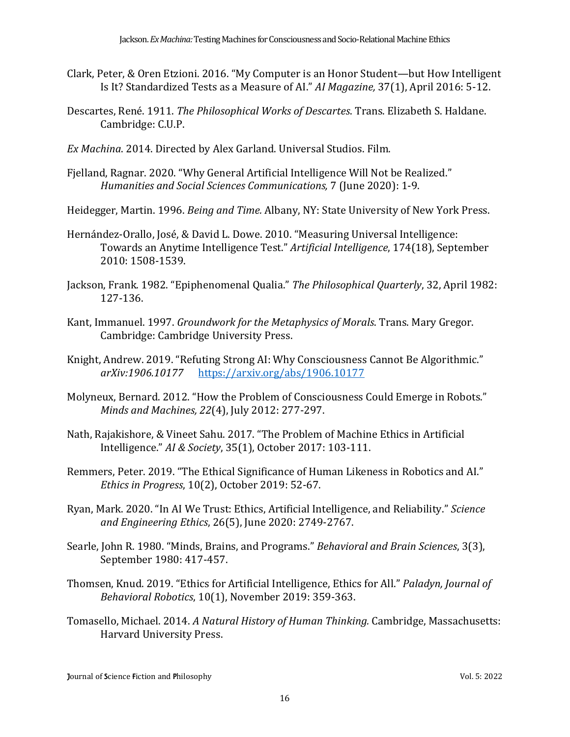Clark, Peter, & Oren Etzioni. 2016. “My Computer is an Honor Student—but How Intelligent Is It? Standardized Tests as a Measure of AI.” *AI Magazine,* 37(1), April 2016: 5-12.

Descartes, René. 1911. *The Philosophical Works of Descartes*. Trans. Elizabeth S. Haldane. Cambridge: C.U.P.

*Ex Machina*. 2014. Directed by Alex Garland. Universal Studios. Film.

Fjelland, Ragnar. 2020. “Why General Artificial Intelligence Will Not be Realized.” *Humanities and Social Sciences Communications,* 7 (June 2020): 1-9.

Heidegger, Martin. 1996. *Being and Time.* Albany, NY: State University of New York Press.

Hernández-Orallo, José, & David L. Dowe. 2010. “Measuring Universal Intelligence: Towards an Anytime Intelligence Test.” *Artificial Intelligence*, 174(18), September 2010: 1508-1539.

Jackson, Frank. 1982. “Epiphenomenal Qualia.” *The Philosophical Quarterly*, 32, April 1982: 127-136.

Kant, Immanuel. 1997. *Groundwork for the Metaphysics of Morals.* Trans. Mary Gregor. Cambridge: Cambridge University Press.

Knight, Andrew. 2019. “Refuting Strong AI: Why Consciousness Cannot Be Algorithmic.” *arXiv:1906.10177* https://arxiv.org/abs/1906.10177

Molyneux, Bernard. 2012. “How the Problem of Consciousness Could Emerge in Robots.” *Minds and Machines, 22*(4), July 2012: 277-297.

Nath, Rajakishore, & Vineet Sahu. 2017. “The Problem of Machine Ethics in Artificial Intelligence.” *AI & Society*, 35(1), October 2017: 103-111.

Remmers, Peter. 2019. “The Ethical Significance of Human Likeness in Robotics and AI.” *Ethics in Progress*, 10(2), October 2019: 52-67.

Ryan, Mark. 2020. “In AI We Trust: Ethics, Artificial Intelligence, and Reliability.” *Science and Engineering Ethics*, 26(5), June 2020: 2749-2767.

Searle, John R. 1980. “Minds, Brains, and Programs.” *Behavioral and Brain Sciences*, 3(3), September 1980: 417-457.

Thomsen, Knud. 2019. “Ethics for Artificial Intelligence, Ethics for All.” *Paladyn, Journal of Behavioral Robotics*, 10(1), November 2019: 359-363.

Tomasello, Michael. 2014. *A Natural History of Human Thinking.* Cambridge, Massachusetts: Harvard University Press.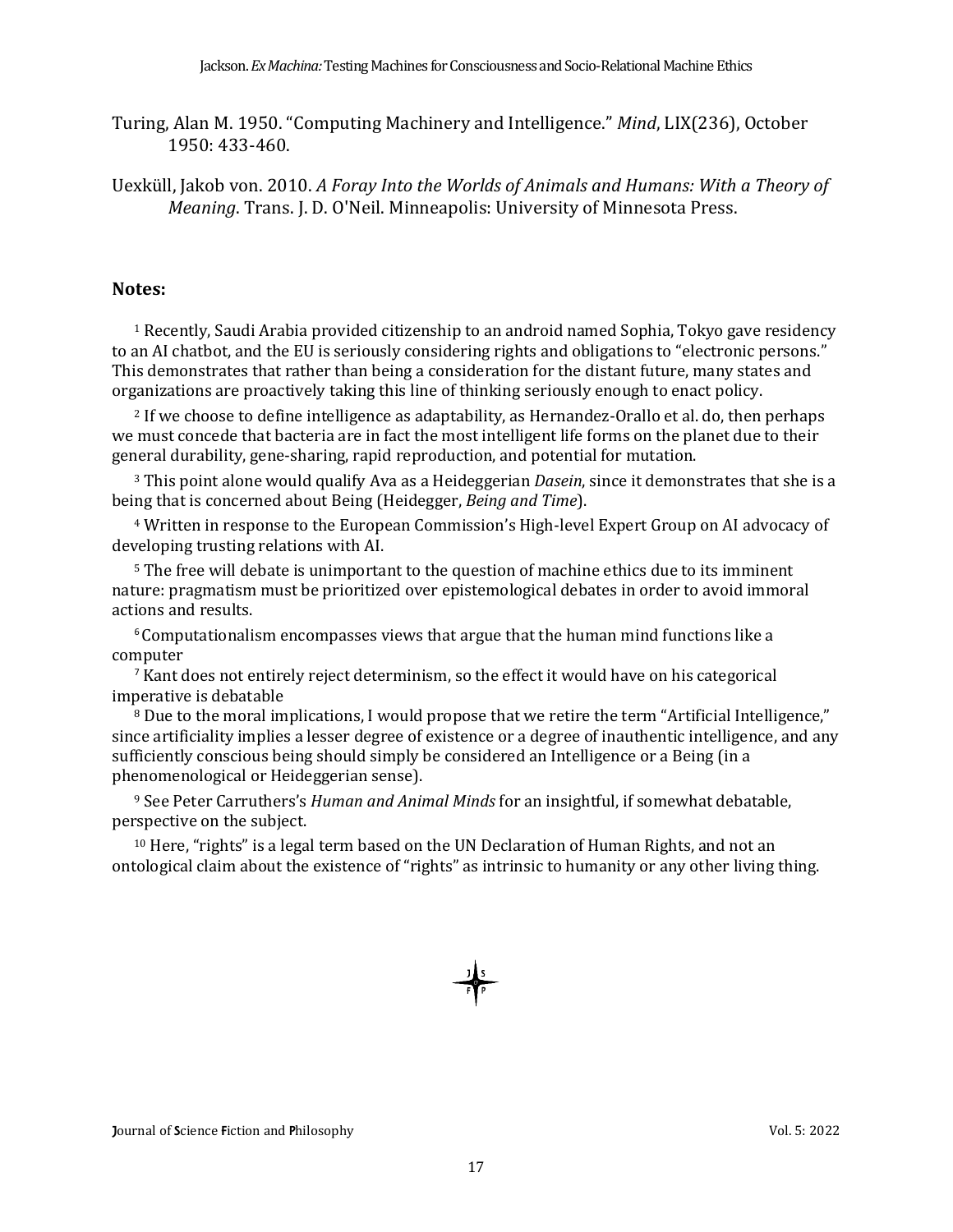Turing, Alan M. 1950. "Computing Machinery and Intelligence." *Mind*, LIX(236), October 1950: 433-460.

Uexküll, Jakob von. 2010. *A Foray Into the Worlds of Animals and Humans: With a Theory of Meaning*. Trans. J. D. O'Neil. Minneapolis: University of Minnesota Press.

## Notes:

[1] Recently, Saudi Arabia provided citizenship to an android named Sophia, Tokyo gave residency to an AI chatbot, and the EU is seriously considering rights and obligations to "electronic persons." This demonstrates that rather than being a consideration for the distant future, many states and organizations are proactively taking this line of thinking seriously enough to enact policy.

[2] If we choose to define intelligence as adaptability, as Hernandez-Orallo et al. do, then perhaps we must concede that bacteria are in fact the most intelligent life forms on the planet due to their general durability, gene-sharing, rapid reproduction, and potential for mutation.

[3] This point alone would qualify Ava as a Heideggerian *Dasein*, since it demonstrates that she is a being that is concerned about Being (Heidegger, *Being and Time*).

[4] Written in response to the European Commission's High-level Expert Group on AI advocacy of developing trusting relations with AI.

[5] The free will debate is unimportant to the question of machine ethics due to its imminent nature: pragmatism must be prioritized over epistemological debates in order to avoid immoral actions and results.

[6] Computationalism encompasses views that argue that the human mind functions like a computer

[7] Kant does not entirely reject determinism, so the effect it would have on his categorical imperative is debatable

[8] Due to the moral implications, I would propose that we retire the term "Artificial Intelligence," since artificiality implies a lesser degree of existence or a degree of inauthentic intelligence, and any sufficiently conscious being should simply be considered an Intelligence or a Being (in a phenomenological or Heideggerian sense).

[9] See Peter Carruthers's *Human and Animal Minds* for an insightful, if somewhat debatable, perspective on the subject.

[10] Here, "rights" is a legal term based on the UN Declaration of Human Rights, and not an ontological claim about the existence of "rights" as intrinsic to humanity or any other living thing.